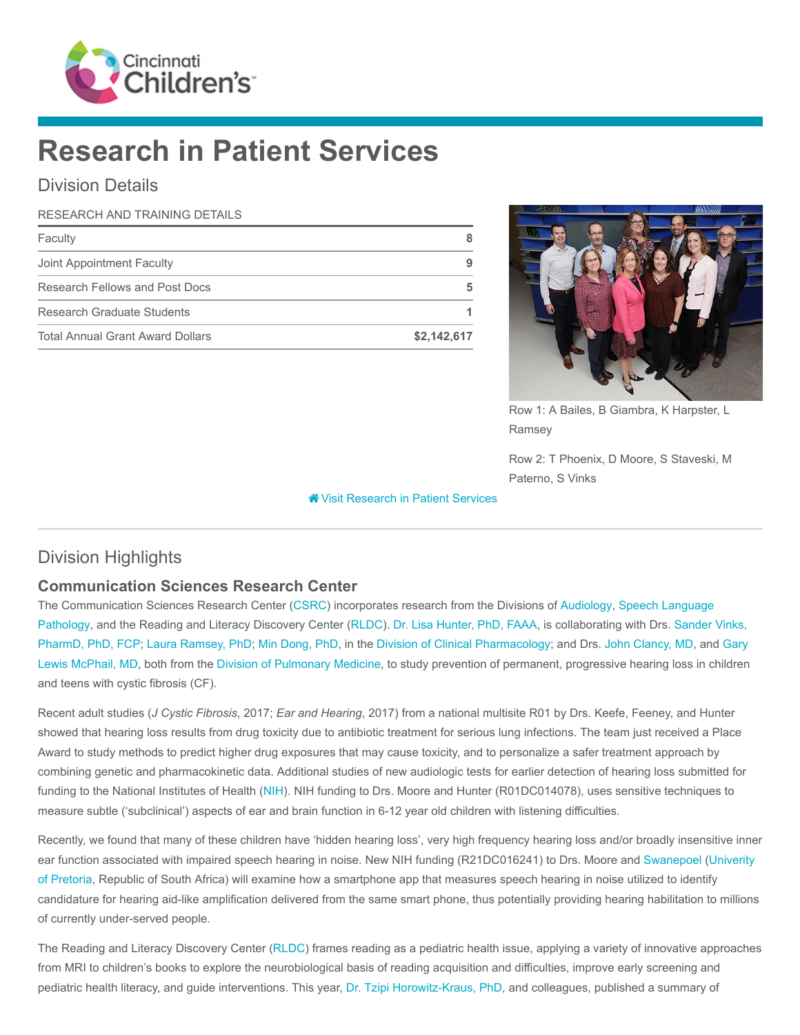# Research in Patient Services

## Division Details

| RESEARCH AND TRAINING DETAILS | |
|---|---|
| Faculty | 8 |
| Joint Appointment Faculty | 9 |
| Research Fellows and Post Docs | 5 |
| Research Graduate Students | 1 |
| Total Annual Grant Award Dollars | $2,142,617 |

Row 1: A Bailes, B Giambra, K Harpster, L Ramsey

Row 2: T Phoenix, D Moore, S Staveski, M Paterno, S Vinks

Visit Research in Patient Services

## Division Highlights

### Communication Sciences Research Center

The Communication Sciences Research Center (CSRC) incorporates research from the Divisions of Audiology, Speech Language Pathology, and the Reading and Literacy Discovery Center (RLDC). Dr. Lisa Hunter, PhD, FAAA, is collaborating with Drs. Sander Vinks, PharmD, PhD, FCP; Laura Ramsey, PhD; Min Dong, PhD, in the Division of Clinical Pharmacology; and Drs. John Clancy, MD, and Gary Lewis McPhail, MD, both from the Division of Pulmonary Medicine, to study prevention of permanent, progressive hearing loss in children and teens with cystic fibrosis (CF).

Recent adult studies (*J Cystic Fibrosis*, 2017; *Ear and Hearing*, 2017) from a national multisite R01 by Drs. Keefe, Feeney, and Hunter showed that hearing loss results from drug toxicity due to antibiotic treatment for serious lung infections. The team just received a Place Award to study methods to predict higher drug exposures that may cause toxicity, and to personalize a safer treatment approach by combining genetic and pharmacokinetic data. Additional studies of new audiologic tests for earlier detection of hearing loss submitted for funding to the National Institutes of Health (NIH). NIH funding to Drs. Moore and Hunter (R01DC014078), uses sensitive techniques to measure subtle ('subclinical') aspects of ear and brain function in 6-12 year old children with listening difficulties.

Recently, we found that many of these children have 'hidden hearing loss', very high frequency hearing loss and/or broadly insensitive inner ear function associated with impaired speech hearing in noise. New NIH funding (R21DC016241) to Drs. Moore and Swanepoel (Univerity of Pretoria, Republic of South Africa) will examine how a smartphone app that measures speech hearing in noise utilized to identify candidature for hearing aid-like amplification delivered from the same smart phone, thus potentially providing hearing habilitation to millions of currently under-served people.

The Reading and Literacy Discovery Center (RLDC) frames reading as a pediatric health issue, applying a variety of innovative approaches from MRI to children's books to explore the neurobiological basis of reading acquisition and difficulties, improve early screening and pediatric health literacy, and guide interventions. This year, Dr. Tzipi Horowitz-Kraus, PhD, and colleagues, published a summary of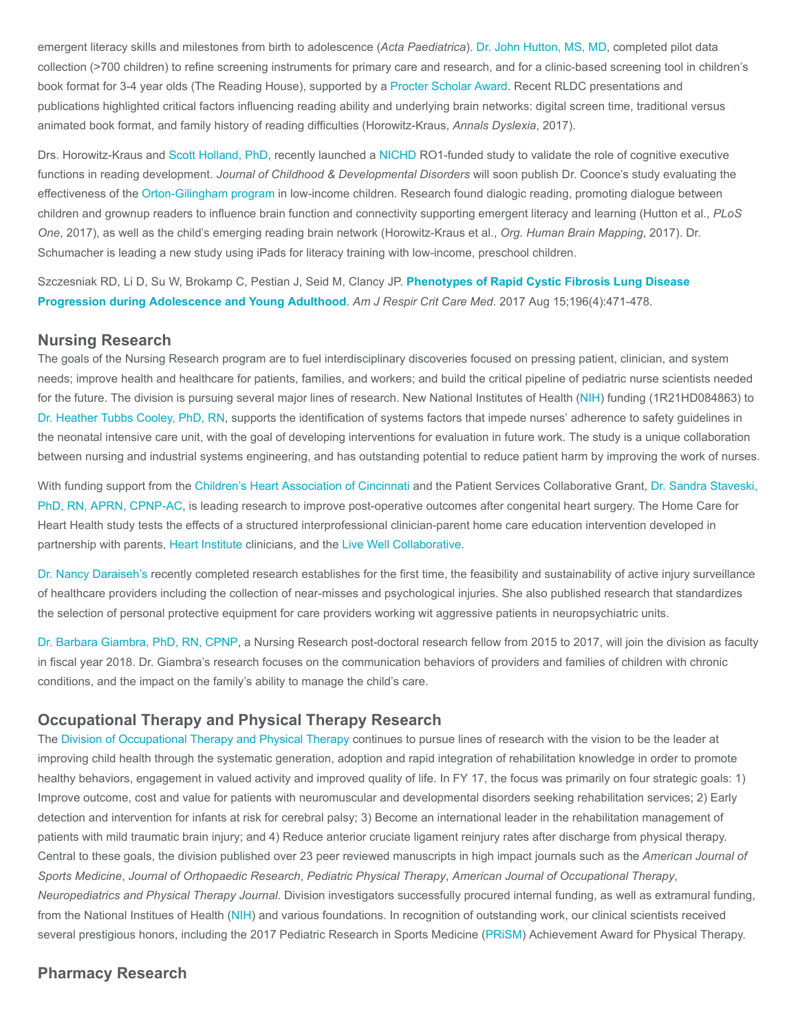emergent literacy skills and milestones from birth to adolescence (*Acta Paediatrica*). Dr. John Hutton, MS, MD, completed pilot data collection (>700 children) to refine screening instruments for primary care and research, and for a clinic-based screening tool in children's book format for 3-4 year olds (The Reading House), supported by a Procter Scholar Award. Recent RLDC presentations and publications highlighted critical factors influencing reading ability and underlying brain networks: digital screen time, traditional versus animated book format, and family history of reading difficulties (Horowitz-Kraus, *Annals Dyslexia*, 2017).

Drs. Horowitz-Kraus and Scott Holland, PhD, recently launched a NICHD RO1-funded study to validate the role of cognitive executive functions in reading development. *Journal of Childhood & Developmental Disorders* will soon publish Dr. Coonce's study evaluating the effectiveness of the Orton-Gilingham program in low-income children. Research found dialogic reading, promoting dialogue between children and grownup readers to influence brain function and connectivity supporting emergent literacy and learning (Hutton et al., *PLoS One*, 2017), as well as the child's emerging reading brain network (Horowitz-Kraus et al., *Org. Human Brain Mapping*, 2017). Dr. Schumacher is leading a new study using iPads for literacy training with low-income, preschool children.

Szczesniak RD, Li D, Su W, Brokamp C, Pestian J, Seid M, Clancy JP. **Phenotypes of Rapid Cystic Fibrosis Lung Disease Progression during Adolescence and Young Adulthood**. *Am J Respir Crit Care Med*. 2017 Aug 15;196(4):471-478.

## Nursing Research

The goals of the Nursing Research program are to fuel interdisciplinary discoveries focused on pressing patient, clinician, and system needs; improve health and healthcare for patients, families, and workers; and build the critical pipeline of pediatric nurse scientists needed for the future. The division is pursuing several major lines of research. New National Institutes of Health (NIH) funding (1R21HD084863) to Dr. Heather Tubbs Cooley, PhD, RN, supports the identification of systems factors that impede nurses' adherence to safety guidelines in the neonatal intensive care unit, with the goal of developing interventions for evaluation in future work. The study is a unique collaboration between nursing and industrial systems engineering, and has outstanding potential to reduce patient harm by improving the work of nurses.

With funding support from the Children's Heart Association of Cincinnati and the Patient Services Collaborative Grant, Dr. Sandra Staveski, PhD, RN, APRN, CPNP-AC, is leading research to improve post-operative outcomes after congenital heart surgery. The Home Care for Heart Health study tests the effects of a structured interprofessional clinician-parent home care education intervention developed in partnership with parents, Heart Institute clinicians, and the Live Well Collaborative.

Dr. Nancy Daraiseh's recently completed research establishes for the first time, the feasibility and sustainability of active injury surveillance of healthcare providers including the collection of near-misses and psychological injuries. She also published research that standardizes the selection of personal protective equipment for care providers working wit aggressive patients in neuropsychiatric units.

Dr. Barbara Giambra, PhD, RN, CPNP, a Nursing Research post-doctoral research fellow from 2015 to 2017, will join the division as faculty in fiscal year 2018. Dr. Giambra's research focuses on the communication behaviors of providers and families of children with chronic conditions, and the impact on the family's ability to manage the child's care.

## Occupational Therapy and Physical Therapy Research

The Division of Occupational Therapy and Physical Therapy continues to pursue lines of research with the vision to be the leader at improving child health through the systematic generation, adoption and rapid integration of rehabilitation knowledge in order to promote healthy behaviors, engagement in valued activity and improved quality of life. In FY 17, the focus was primarily on four strategic goals: 1) Improve outcome, cost and value for patients with neuromuscular and developmental disorders seeking rehabilitation services; 2) Early detection and intervention for infants at risk for cerebral palsy; 3) Become an international leader in the rehabilitation management of patients with mild traumatic brain injury; and 4) Reduce anterior cruciate ligament reinjury rates after discharge from physical therapy. Central to these goals, the division published over 23 peer reviewed manuscripts in high impact journals such as the *American Journal of Sports Medicine*, *Journal of Orthopaedic Research*, *Pediatric Physical Therapy*, *American Journal of Occupational Therapy*, *Neuropediatrics and Physical Therapy Journal*. Division investigators successfully procured internal funding, as well as extramural funding, from the National Institues of Health (NIH) and various foundations. In recognition of outstanding work, our clinical scientists received several prestigious honors, including the 2017 Pediatric Research in Sports Medicine (PRiSM) Achievement Award for Physical Therapy.

## Pharmacy Research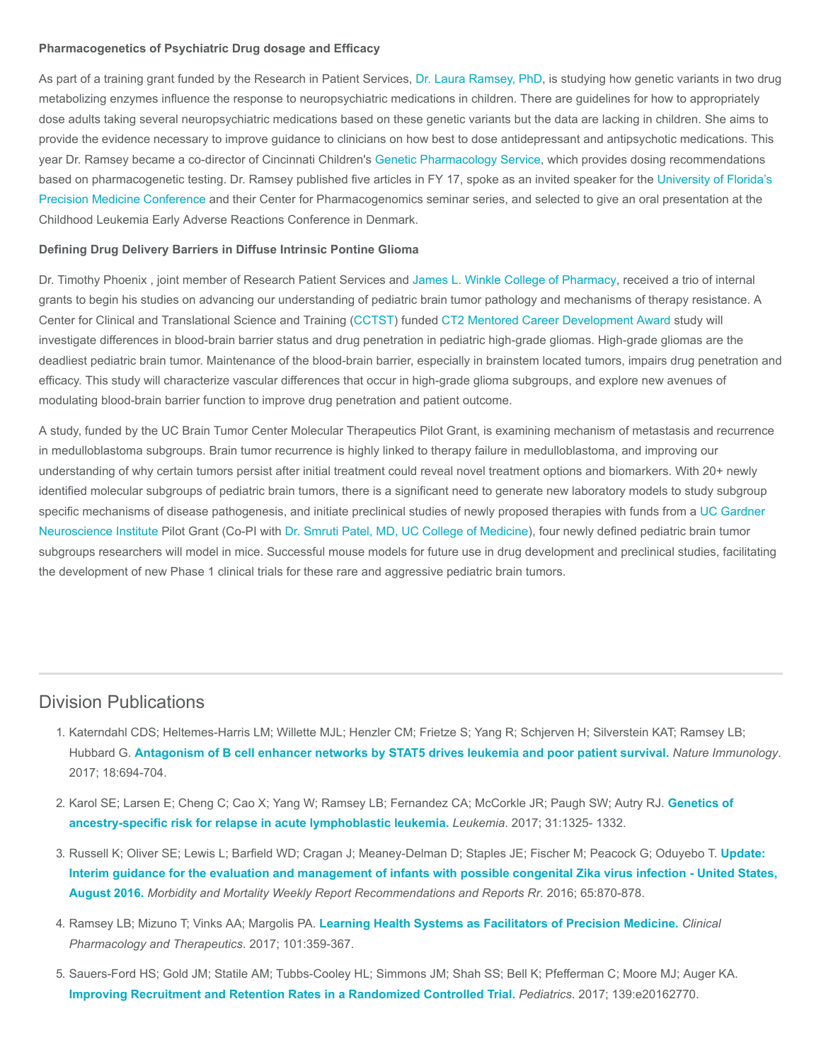**Pharmacogenetics of Psychiatric Drug dosage and Efficacy**

As part of a training grant funded by the Research in Patient Services, Dr. Laura Ramsey, PhD, is studying how genetic variants in two drug metabolizing enzymes influence the response to neuropsychiatric medications in children. There are guidelines for how to appropriately dose adults taking several neuropsychiatric medications based on these genetic variants but the data are lacking in children. She aims to provide the evidence necessary to improve guidance to clinicians on how best to dose antidepressant and antipsychotic medications. This year Dr. Ramsey became a co-director of Cincinnati Children's Genetic Pharmacology Service, which provides dosing recommendations based on pharmacogenetic testing. Dr. Ramsey published five articles in FY 17, spoke as an invited speaker for the University of Florida's Precision Medicine Conference and their Center for Pharmacogenomics seminar series, and selected to give an oral presentation at the Childhood Leukemia Early Adverse Reactions Conference in Denmark.

**Defining Drug Delivery Barriers in Diffuse Intrinsic Pontine Glioma**

Dr. Timothy Phoenix , joint member of Research Patient Services and James L. Winkle College of Pharmacy, received a trio of internal grants to begin his studies on advancing our understanding of pediatric brain tumor pathology and mechanisms of therapy resistance. A Center for Clinical and Translational Science and Training (CCTST) funded CT2 Mentored Career Development Award study will investigate differences in blood-brain barrier status and drug penetration in pediatric high-grade gliomas. High-grade gliomas are the deadliest pediatric brain tumor. Maintenance of the blood-brain barrier, especially in brainstem located tumors, impairs drug penetration and efficacy. This study will characterize vascular differences that occur in high-grade glioma subgroups, and explore new avenues of modulating blood-brain barrier function to improve drug penetration and patient outcome.

A study, funded by the UC Brain Tumor Center Molecular Therapeutics Pilot Grant, is examining mechanism of metastasis and recurrence in medulloblastoma subgroups. Brain tumor recurrence is highly linked to therapy failure in medulloblastoma, and improving our understanding of why certain tumors persist after initial treatment could reveal novel treatment options and biomarkers. With 20+ newly identified molecular subgroups of pediatric brain tumors, there is a significant need to generate new laboratory models to study subgroup specific mechanisms of disease pathogenesis, and initiate preclinical studies of newly proposed therapies with funds from a UC Gardner Neuroscience Institute Pilot Grant (Co-PI with Dr. Smruti Patel, MD, UC College of Medicine), four newly defined pediatric brain tumor subgroups researchers will model in mice. Successful mouse models for future use in drug development and preclinical studies, facilitating the development of new Phase 1 clinical trials for these rare and aggressive pediatric brain tumors.

## Division Publications

1. Katerndahl CDS; Heltemes-Harris LM; Willette MJL; Henzler CM; Frietze S; Yang R; Schjerven H; Silverstein KAT; Ramsey LB; Hubbard G. **Antagonism of B cell enhancer networks by STAT5 drives leukemia and poor patient survival.** *Nature Immunology*. 2017; 18:694-704.
2. Karol SE; Larsen E; Cheng C; Cao X; Yang W; Ramsey LB; Fernandez CA; McCorkle JR; Paugh SW; Autry RJ. **Genetics of ancestry-specific risk for relapse in acute lymphoblastic leukemia.** *Leukemia*. 2017; 31:1325- 1332.
3. Russell K; Oliver SE; Lewis L; Barfield WD; Cragan J; Meaney-Delman D; Staples JE; Fischer M; Peacock G; Oduyebo T. **Update: Interim guidance for the evaluation and management of infants with possible congenital Zika virus infection - United States, August 2016.** *Morbidity and Mortality Weekly Report Recommendations and Reports Rr*. 2016; 65:870-878.
4. Ramsey LB; Mizuno T; Vinks AA; Margolis PA. **Learning Health Systems as Facilitators of Precision Medicine.** *Clinical Pharmacology and Therapeutics*. 2017; 101:359-367.
5. Sauers-Ford HS; Gold JM; Statile AM; Tubbs-Cooley HL; Simmons JM; Shah SS; Bell K; Pfefferman C; Moore MJ; Auger KA. **Improving Recruitment and Retention Rates in a Randomized Controlled Trial.** *Pediatrics*. 2017; 139:e20162770.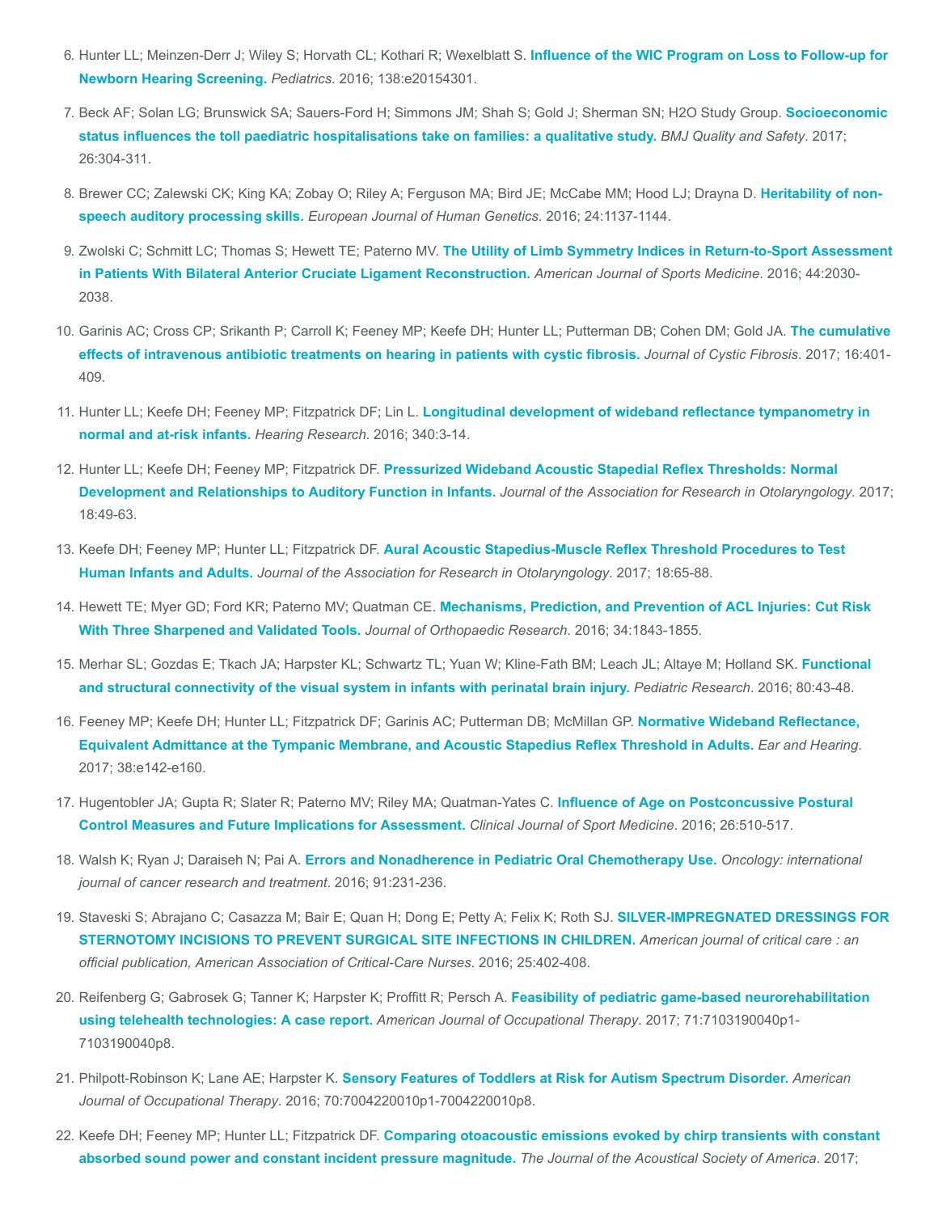6. Hunter LL; Meinzen-Derr J; Wiley S; Horvath CL; Kothari R; Wexelblatt S. **Influence of the WIC Program on Loss to Follow-up for Newborn Hearing Screening.** *Pediatrics*. 2016; 138:e20154301.
7. Beck AF; Solan LG; Brunswick SA; Sauers-Ford H; Simmons JM; Shah S; Gold J; Sherman SN; H2O Study Group. **Socioeconomic status influences the toll paediatric hospitalisations take on families: a qualitative study.** *BMJ Quality and Safety*. 2017; 26:304-311.
8. Brewer CC; Zalewski CK; King KA; Zobay O; Riley A; Ferguson MA; Bird JE; McCabe MM; Hood LJ; Drayna D. **Heritability of non-speech auditory processing skills.** *European Journal of Human Genetics*. 2016; 24:1137-1144.
9. Zwolski C; Schmitt LC; Thomas S; Hewett TE; Paterno MV. **The Utility of Limb Symmetry Indices in Return-to-Sport Assessment in Patients With Bilateral Anterior Cruciate Ligament Reconstruction.** *American Journal of Sports Medicine*. 2016; 44:2030-2038.
10. Garinis AC; Cross CP; Srikanth P; Carroll K; Feeney MP; Keefe DH; Hunter LL; Putterman DB; Cohen DM; Gold JA. **The cumulative effects of intravenous antibiotic treatments on hearing in patients with cystic fibrosis.** *Journal of Cystic Fibrosis*. 2017; 16:401-409.
11. Hunter LL; Keefe DH; Feeney MP; Fitzpatrick DF; Lin L. **Longitudinal development of wideband reflectance tympanometry in normal and at-risk infants.** *Hearing Research*. 2016; 340:3-14.
12. Hunter LL; Keefe DH; Feeney MP; Fitzpatrick DF. **Pressurized Wideband Acoustic Stapedial Reflex Thresholds: Normal Development and Relationships to Auditory Function in Infants.** *Journal of the Association for Research in Otolaryngology*. 2017; 18:49-63.
13. Keefe DH; Feeney MP; Hunter LL; Fitzpatrick DF. **Aural Acoustic Stapedius-Muscle Reflex Threshold Procedures to Test Human Infants and Adults.** *Journal of the Association for Research in Otolaryngology*. 2017; 18:65-88.
14. Hewett TE; Myer GD; Ford KR; Paterno MV; Quatman CE. **Mechanisms, Prediction, and Prevention of ACL Injuries: Cut Risk With Three Sharpened and Validated Tools.** *Journal of Orthopaedic Research*. 2016; 34:1843-1855.
15. Merhar SL; Gozdas E; Tkach JA; Harpster KL; Schwartz TL; Yuan W; Kline-Fath BM; Leach JL; Altaye M; Holland SK. **Functional and structural connectivity of the visual system in infants with perinatal brain injury.** *Pediatric Research*. 2016; 80:43-48.
16. Feeney MP; Keefe DH; Hunter LL; Fitzpatrick DF; Garinis AC; Putterman DB; McMillan GP. **Normative Wideband Reflectance, Equivalent Admittance at the Tympanic Membrane, and Acoustic Stapedius Reflex Threshold in Adults.** *Ear and Hearing*. 2017; 38:e142-e160.
17. Hugentobler JA; Gupta R; Slater R; Paterno MV; Riley MA; Quatman-Yates C. **Influence of Age on Postconcussive Postural Control Measures and Future Implications for Assessment.** *Clinical Journal of Sport Medicine*. 2016; 26:510-517.
18. Walsh K; Ryan J; Daraiseh N; Pai A. **Errors and Nonadherence in Pediatric Oral Chemotherapy Use.** *Oncology: international journal of cancer research and treatment*. 2016; 91:231-236.
19. Staveski S; Abrajano C; Casazza M; Bair E; Quan H; Dong E; Petty A; Felix K; Roth SJ. **SILVER-IMPREGNATED DRESSINGS FOR STERNOTOMY INCISIONS TO PREVENT SURGICAL SITE INFECTIONS IN CHILDREN.** *American journal of critical care : an official publication, American Association of Critical-Care Nurses*. 2016; 25:402-408.
20. Reifenberg G; Gabrosek G; Tanner K; Harpster K; Proffitt R; Persch A. **Feasibility of pediatric game-based neurorehabilitation using telehealth technologies: A case report.** *American Journal of Occupational Therapy*. 2017; 71:7103190040p1-7103190040p8.
21. Philpott-Robinson K; Lane AE; Harpster K. **Sensory Features of Toddlers at Risk for Autism Spectrum Disorder.** *American Journal of Occupational Therapy*. 2016; 70:7004220010p1-7004220010p8.
22. Keefe DH; Feeney MP; Hunter LL; Fitzpatrick DF. **Comparing otoacoustic emissions evoked by chirp transients with constant absorbed sound power and constant incident pressure magnitude.** *The Journal of the Acoustical Society of America*. 2017;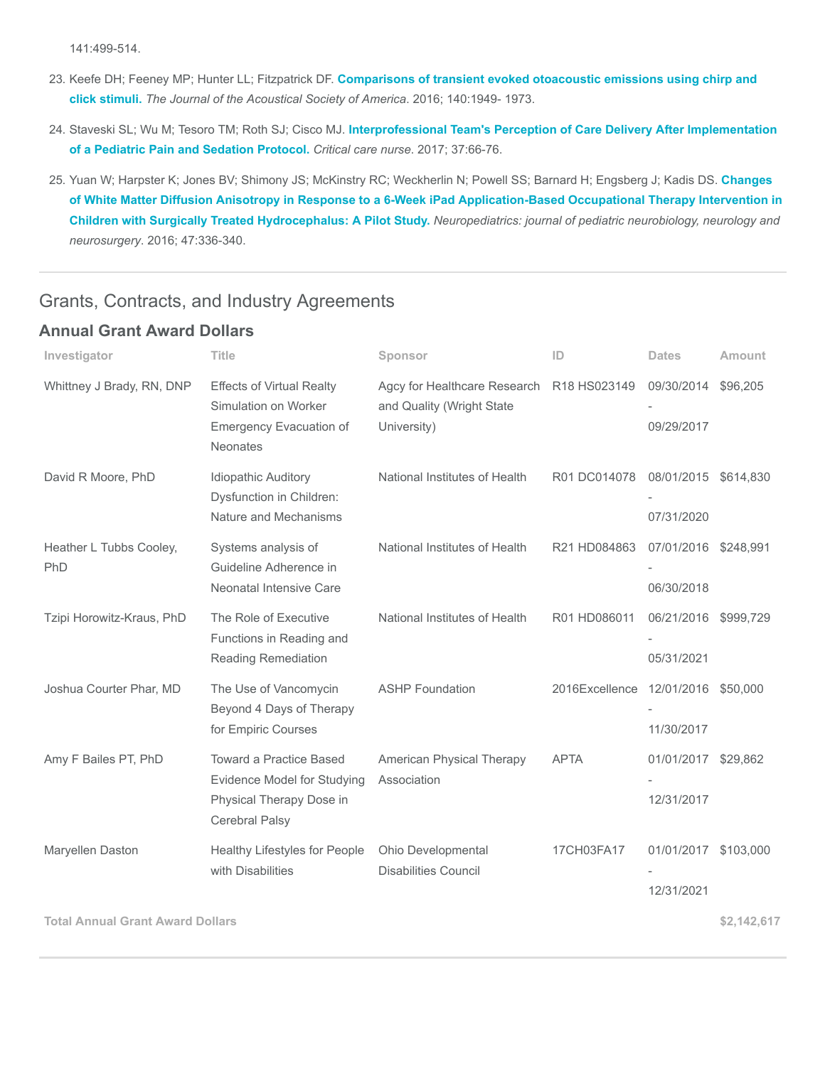141:499-514.

23. Keefe DH; Feeney MP; Hunter LL; Fitzpatrick DF. **Comparisons of transient evoked otoacoustic emissions using chirp and click stimuli.** *The Journal of the Acoustical Society of America*. 2016; 140:1949- 1973.

24. Staveski SL; Wu M; Tesoro TM; Roth SJ; Cisco MJ. **Interprofessional Team's Perception of Care Delivery After Implementation of a Pediatric Pain and Sedation Protocol.** *Critical care nurse*. 2017; 37:66-76.

25. Yuan W; Harpster K; Jones BV; Shimony JS; McKinstry RC; Weckherlin N; Powell SS; Barnard H; Engsberg J; Kadis DS. **Changes of White Matter Diffusion Anisotropy in Response to a 6-Week iPad Application-Based Occupational Therapy Intervention in Children with Surgically Treated Hydrocephalus: A Pilot Study.** *Neuropediatrics: journal of pediatric neurobiology, neurology and neurosurgery*. 2016; 47:336-340.

## Grants, Contracts, and Industry Agreements

### Annual Grant Award Dollars

| Investigator | Title | Sponsor | ID | Dates | Amount |
| --- | --- | --- | --- | --- | --- |
| Whittney J Brady, RN, DNP | Effects of Virtual Realty Simulation on Worker Emergency Evacuation of Neonates | Agcy for Healthcare Research and Quality (Wright State University) | R18 HS023149 | 09/30/2014 - 09/29/2017 | $96,205 |
| David R Moore, PhD | Idiopathic Auditory Dysfunction in Children: Nature and Mechanisms | National Institutes of Health | R01 DC014078 | 08/01/2015 - 07/31/2020 | $614,830 |
| Heather L Tubbs Cooley, PhD | Systems analysis of Guideline Adherence in Neonatal Intensive Care | National Institutes of Health | R21 HD084863 | 07/01/2016 - 06/30/2018 | $248,991 |
| Tzipi Horowitz-Kraus, PhD | The Role of Executive Functions in Reading and Reading Remediation | National Institutes of Health | R01 HD086011 | 06/21/2016 - 05/31/2021 | $999,729 |
| Joshua Courter Phar, MD | The Use of Vancomycin Beyond 4 Days of Therapy for Empiric Courses | ASHP Foundation | 2016Excellence | 12/01/2016 - 11/30/2017 | $50,000 |
| Amy F Bailes PT, PhD | Toward a Practice Based Evidence Model for Studying Physical Therapy Dose in Cerebral Palsy | American Physical Therapy Association | APTA | 01/01/2017 - 12/31/2017 | $29,862 |
| Maryellen Daston | Healthy Lifestyles for People with Disabilities | Ohio Developmental Disabilities Council | 17CH03FA17 | 01/01/2017 - 12/31/2021 | $103,000 |
| **Total Annual Grant Award Dollars** | | | | | **$2,142,617** |